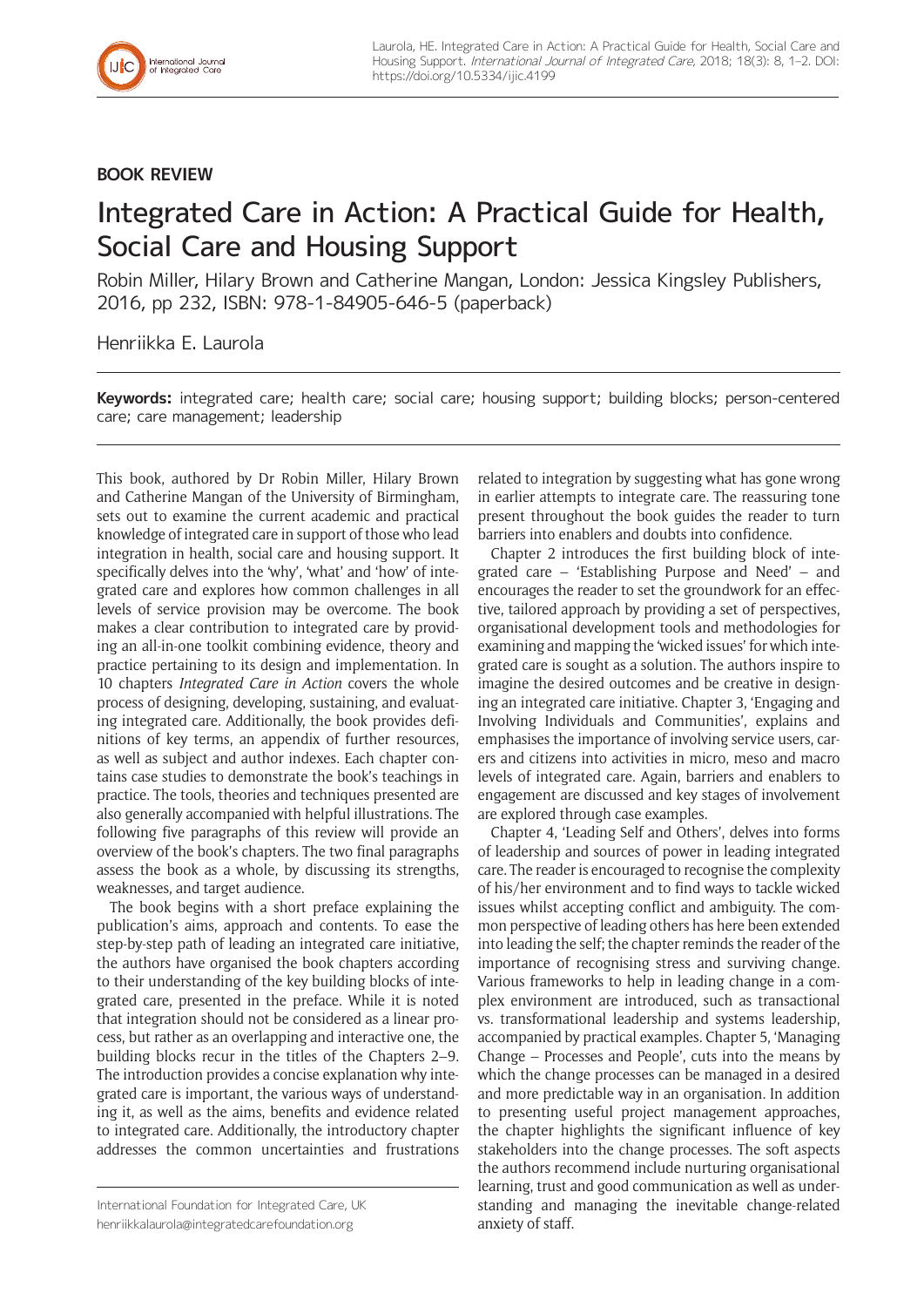## BOOK REVIEW

# Integrated Care in Action: A Practical Guide for Health, Social Care and Housing Support

Robin Miller, Hilary Brown and Catherine Mangan, London: Jessica Kingsley Publishers, 2016, pp 232, ISBN: 978-1-84905-646-5 (paperback)

Henriikka E. Laurola

**Keywords:** integrated care; health care; social care; housing support; building blocks; person-centered care; care management; leadership

This book, authored by Dr Robin Miller, Hilary Brown and Catherine Mangan of the University of Birmingham, sets out to examine the current academic and practical knowledge of integrated care in support of those who lead integration in health, social care and housing support. It specifically delves into the 'why', 'what' and 'how' of integrated care and explores how common challenges in all levels of service provision may be overcome. The book makes a clear contribution to integrated care by providing an all-in-one toolkit combining evidence, theory and practice pertaining to its design and implementation. In 10 chapters *Integrated Care in Action* covers the whole process of designing, developing, sustaining, and evaluating integrated care. Additionally, the book provides definitions of key terms, an appendix of further resources, as well as subject and author indexes. Each chapter contains case studies to demonstrate the book's teachings in practice. The tools, theories and techniques presented are also generally accompanied with helpful illustrations. The following five paragraphs of this review will provide an overview of the book's chapters. The two final paragraphs assess the book as a whole, by discussing its strengths, weaknesses, and target audience.

The book begins with a short preface explaining the publication's aims, approach and contents. To ease the step-by-step path of leading an integrated care initiative, the authors have organised the book chapters according to their understanding of the key building blocks of integrated care, presented in the preface. While it is noted that integration should not be considered as a linear process, but rather as an overlapping and interactive one, the building blocks recur in the titles of the Chapters 2–9. The introduction provides a concise explanation why integrated care is important, the various ways of understanding it, as well as the aims, benefits and evidence related to integrated care. Additionally, the introductory chapter addresses the common uncertainties and frustrations related to integration by suggesting what has gone wrong in earlier attempts to integrate care. The reassuring tone present throughout the book guides the reader to turn barriers into enablers and doubts into confidence.

Chapter 2 introduces the first building block of integrated care – 'Establishing Purpose and Need' – and encourages the reader to set the groundwork for an effective, tailored approach by providing a set of perspectives, organisational development tools and methodologies for examining and mapping the 'wicked issues' for which integrated care is sought as a solution. The authors inspire to imagine the desired outcomes and be creative in designing an integrated care initiative. Chapter 3, 'Engaging and Involving Individuals and Communities', explains and emphasises the importance of involving service users, carers and citizens into activities in micro, meso and macro levels of integrated care. Again, barriers and enablers to engagement are discussed and key stages of involvement are explored through case examples.

Chapter 4, 'Leading Self and Others', delves into forms of leadership and sources of power in leading integrated care. The reader is encouraged to recognise the complexity of his/her environment and to find ways to tackle wicked issues whilst accepting conflict and ambiguity. The common perspective of leading others has here been extended into leading the self; the chapter reminds the reader of the importance of recognising stress and surviving change. Various frameworks to help in leading change in a complex environment are introduced, such as transactional vs. transformational leadership and systems leadership, accompanied by practical examples. Chapter 5, 'Managing Change – Processes and People', cuts into the means by which the change processes can be managed in a desired and more predictable way in an organisation. In addition to presenting useful project management approaches, the chapter highlights the significant influence of key stakeholders into the change processes. The soft aspects the authors recommend include nurturing organisational learning, trust and good communication as well as understanding and managing the inevitable change-related anxiety of staff.

International Foundation for Integrated Care, UK
henriikkalaurola@integratedcarefoundation.org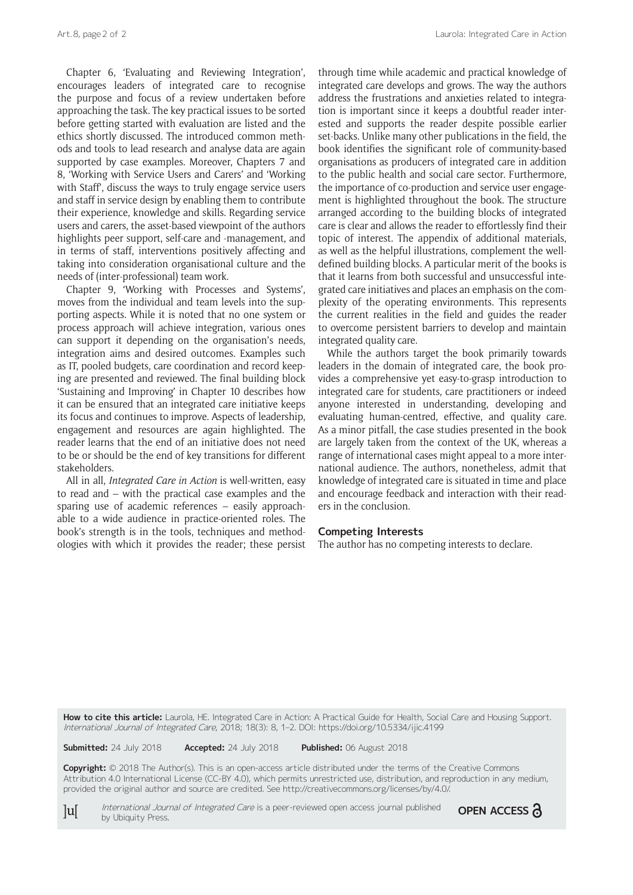Chapter 6, 'Evaluating and Reviewing Integration', encourages leaders of integrated care to recognise the purpose and focus of a review undertaken before approaching the task. The key practical issues to be sorted before getting started with evaluation are listed and the ethics shortly discussed. The introduced common methods and tools to lead research and analyse data are again supported by case examples. Moreover, Chapters 7 and 8, 'Working with Service Users and Carers' and 'Working with Staff', discuss the ways to truly engage service users and staff in service design by enabling them to contribute their experience, knowledge and skills. Regarding service users and carers, the asset-based viewpoint of the authors highlights peer support, self-care and -management, and in terms of staff, interventions positively affecting and taking into consideration organisational culture and the needs of (inter-professional) team work.

Chapter 9, 'Working with Processes and Systems', moves from the individual and team levels into the supporting aspects. While it is noted that no one system or process approach will achieve integration, various ones can support it depending on the organisation's needs, integration aims and desired outcomes. Examples such as IT, pooled budgets, care coordination and record keeping are presented and reviewed. The final building block 'Sustaining and Improving' in Chapter 10 describes how it can be ensured that an integrated care initiative keeps its focus and continues to improve. Aspects of leadership, engagement and resources are again highlighted. The reader learns that the end of an initiative does not need to be or should be the end of key transitions for different stakeholders.

All in all, *Integrated Care in Action* is well-written, easy to read and – with the practical case examples and the sparing use of academic references – easily approachable to a wide audience in practice-oriented roles. The book's strength is in the tools, techniques and methodologies with which it provides the reader; these persist through time while academic and practical knowledge of integrated care develops and grows. The way the authors address the frustrations and anxieties related to integration is important since it keeps a doubtful reader interested and supports the reader despite possible earlier set-backs. Unlike many other publications in the field, the book identifies the significant role of community-based organisations as producers of integrated care in addition to the public health and social care sector. Furthermore, the importance of co-production and service user engagement is highlighted throughout the book. The structure arranged according to the building blocks of integrated care is clear and allows the reader to effortlessly find their topic of interest. The appendix of additional materials, as well as the helpful illustrations, complement the well-defined building blocks. A particular merit of the books is that it learns from both successful and unsuccessful integrated care initiatives and places an emphasis on the complexity of the operating environments. This represents the current realities in the field and guides the reader to overcome persistent barriers to develop and maintain integrated quality care.

While the authors target the book primarily towards leaders in the domain of integrated care, the book provides a comprehensive yet easy-to-grasp introduction to integrated care for students, care practitioners or indeed anyone interested in understanding, developing and evaluating human-centred, effective, and quality care. As a minor pitfall, the case studies presented in the book are largely taken from the context of the UK, whereas a range of international cases might appeal to a more international audience. The authors, nonetheless, admit that knowledge of integrated care is situated in time and place and encourage feedback and interaction with their readers in the conclusion.

## Competing Interests

The author has no competing interests to declare.

**How to cite this article:** Laurola, HE. Integrated Care in Action: A Practical Guide for Health, Social Care and Housing Support. *International Journal of Integrated Care*, 2018; 18(3): 8, 1–2. DOI: https://doi.org/10.5334/ijic.4199

**Submitted:** 24 July 2018 **Accepted:** 24 July 2018 **Published:** 06 August 2018

**Copyright:** © 2018 The Author(s). This is an open-access article distributed under the terms of the Creative Commons Attribution 4.0 International License (CC-BY 4.0), which permits unrestricted use, distribution, and reproduction in any medium, provided the original author and source are credited. See http://creativecommons.org/licenses/by/4.0/.

*International Journal of Integrated Care* is a peer-reviewed open access journal published by Ubiquity Press.

**OPEN ACCESS**